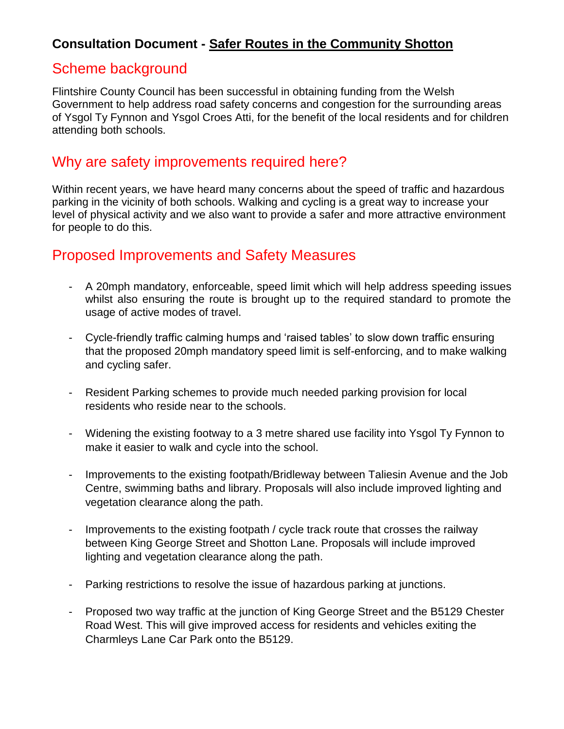**Consultation Document - Safer Routes in the Community Shotton**

## Scheme background

Flintshire County Council has been successful in obtaining funding from the Welsh Government to help address road safety concerns and congestion for the surrounding areas of Ysgol Ty Fynnon and Ysgol Croes Atti, for the benefit of the local residents and for children attending both schools.

## Why are safety improvements required here?

Within recent years, we have heard many concerns about the speed of traffic and hazardous parking in the vicinity of both schools. Walking and cycling is a great way to increase your level of physical activity and we also want to provide a safer and more attractive environment for people to do this.

## Proposed Improvements and Safety Measures

- A 20mph mandatory, enforceable, speed limit which will help address speeding issues whilst also ensuring the route is brought up to the required standard to promote the usage of active modes of travel.
- Cycle-friendly traffic calming humps and 'raised tables' to slow down traffic ensuring that the proposed 20mph mandatory speed limit is self-enforcing, and to make walking and cycling safer.
- Resident Parking schemes to provide much needed parking provision for local residents who reside near to the schools.
- Widening the existing footway to a 3 metre shared use facility into Ysgol Ty Fynnon to make it easier to walk and cycle into the school.
- Improvements to the existing footpath/Bridleway between Taliesin Avenue and the Job Centre, swimming baths and library. Proposals will also include improved lighting and vegetation clearance along the path.
- Improvements to the existing footpath / cycle track route that crosses the railway between King George Street and Shotton Lane. Proposals will include improved lighting and vegetation clearance along the path.
- Parking restrictions to resolve the issue of hazardous parking at junctions.
- Proposed two way traffic at the junction of King George Street and the B5129 Chester Road West. This will give improved access for residents and vehicles exiting the Charmleys Lane Car Park onto the B5129.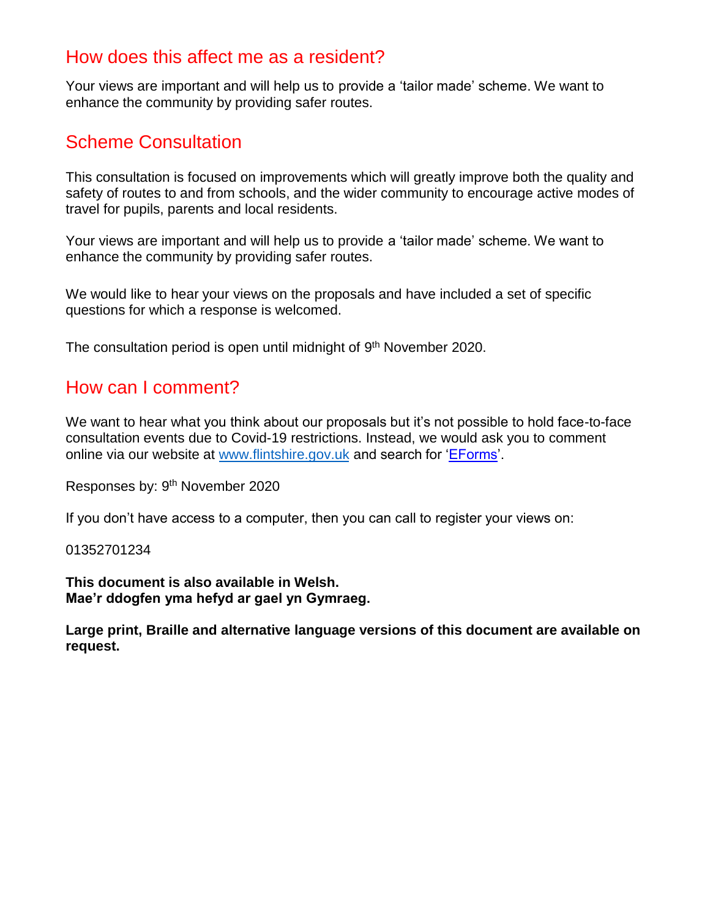## How does this affect me as a resident?

Your views are important and will help us to provide a 'tailor made' scheme. We want to enhance the community by providing safer routes.

## Scheme Consultation

This consultation is focused on improvements which will greatly improve both the quality and safety of routes to and from schools, and the wider community to encourage active modes of travel for pupils, parents and local residents.

Your views are important and will help us to provide a 'tailor made' scheme. We want to enhance the community by providing safer routes.

We would like to hear your views on the proposals and have included a set of specific questions for which a response is welcomed.

The consultation period is open until midnight of 9th November 2020.

## How can I comment?

We want to hear what you think about our proposals but it's not possible to hold face-to-face consultation events due to Covid-19 restrictions. Instead, we would ask you to comment online via our website at [www.flintshire.gov.uk](http://www.flintshire.gov.uk) and search for '[EForms]'.

Responses by: 9th November 2020

If you don't have access to a computer, then you can call to register your views on:

01352701234

**This document is also available in Welsh.**
**Mae'r ddogfen yma hefyd ar gael yn Gymraeg.**

**Large print, Braille and alternative language versions of this document are available on request.**